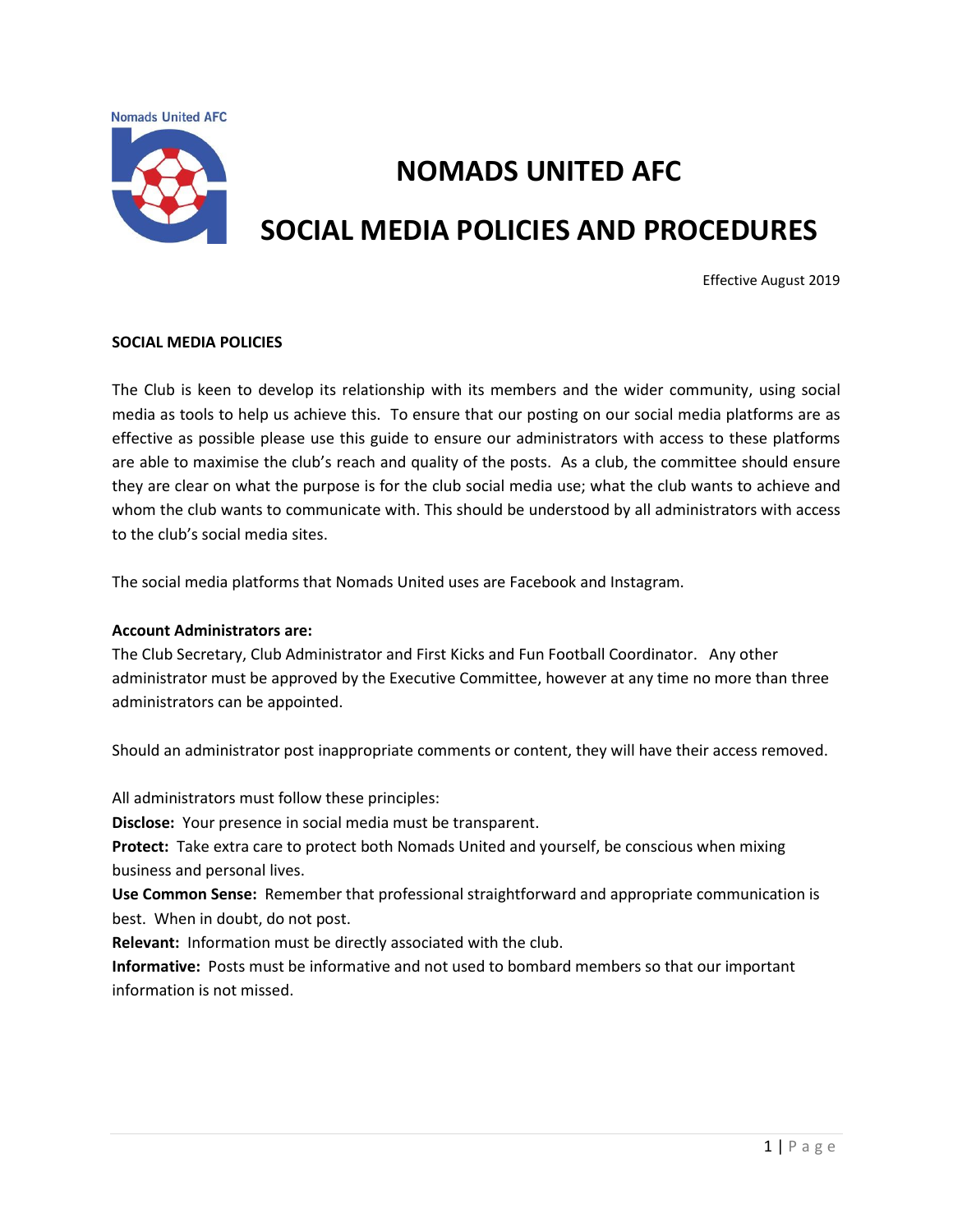Nomads United AFC

# NOMADS UNITED AFC

# SOCIAL MEDIA POLICIES AND PROCEDURES

Effective August 2019

**SOCIAL MEDIA POLICIES**

The Club is keen to develop its relationship with its members and the wider community, using social media as tools to help us achieve this. To ensure that our posting on our social media platforms are as effective as possible please use this guide to ensure our administrators with access to these platforms are able to maximise the club's reach and quality of the posts. As a club, the committee should ensure they are clear on what the purpose is for the club social media use; what the club wants to achieve and whom the club wants to communicate with. This should be understood by all administrators with access to the club's social media sites.

The social media platforms that Nomads United uses are Facebook and Instagram.

**Account Administrators are:**
The Club Secretary, Club Administrator and First Kicks and Fun Football Coordinator. Any other administrator must be approved by the Executive Committee, however at any time no more than three administrators can be appointed.

Should an administrator post inappropriate comments or content, they will have their access removed.

All administrators must follow these principles:
**Disclose:** Your presence in social media must be transparent.
**Protect:** Take extra care to protect both Nomads United and yourself, be conscious when mixing business and personal lives.
**Use Common Sense:** Remember that professional straightforward and appropriate communication is best. When in doubt, do not post.
**Relevant:** Information must be directly associated with the club.
**Informative:** Posts must be informative and not used to bombard members so that our important information is not missed.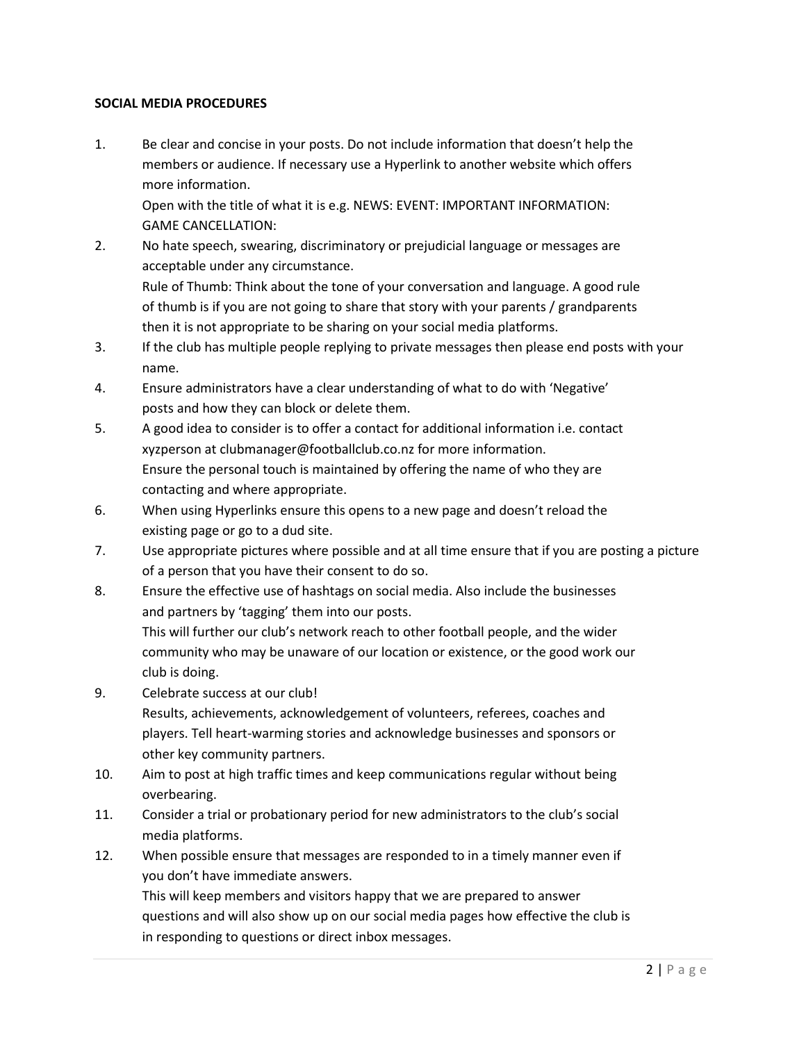**SOCIAL MEDIA PROCEDURES**

1. Be clear and concise in your posts. Do not include information that doesn't help the members or audience. If necessary use a Hyperlink to another website which offers more information.
   Open with the title of what it is e.g. NEWS: EVENT: IMPORTANT INFORMATION: GAME CANCELLATION:
2. No hate speech, swearing, discriminatory or prejudicial language or messages are acceptable under any circumstance.
   Rule of Thumb: Think about the tone of your conversation and language. A good rule of thumb is if you are not going to share that story with your parents / grandparents then it is not appropriate to be sharing on your social media platforms.
3. If the club has multiple people replying to private messages then please end posts with your name.
4. Ensure administrators have a clear understanding of what to do with 'Negative' posts and how they can block or delete them.
5. A good idea to consider is to offer a contact for additional information i.e. contact xyzperson at clubmanager@footballclub.co.nz for more information.
   Ensure the personal touch is maintained by offering the name of who they are contacting and where appropriate.
6. When using Hyperlinks ensure this opens to a new page and doesn't reload the existing page or go to a dud site.
7. Use appropriate pictures where possible and at all time ensure that if you are posting a picture of a person that you have their consent to do so.
8. Ensure the effective use of hashtags on social media. Also include the businesses and partners by 'tagging' them into our posts.
   This will further our club's network reach to other football people, and the wider community who may be unaware of our location or existence, or the good work our club is doing.
9. Celebrate success at our club!
   Results, achievements, acknowledgement of volunteers, referees, coaches and players. Tell heart-warming stories and acknowledge businesses and sponsors or other key community partners.
10. Aim to post at high traffic times and keep communications regular without being overbearing.
11. Consider a trial or probationary period for new administrators to the club's social media platforms.
12. When possible ensure that messages are responded to in a timely manner even if you don't have immediate answers.
    This will keep members and visitors happy that we are prepared to answer questions and will also show up on our social media pages how effective the club is in responding to questions or direct inbox messages.